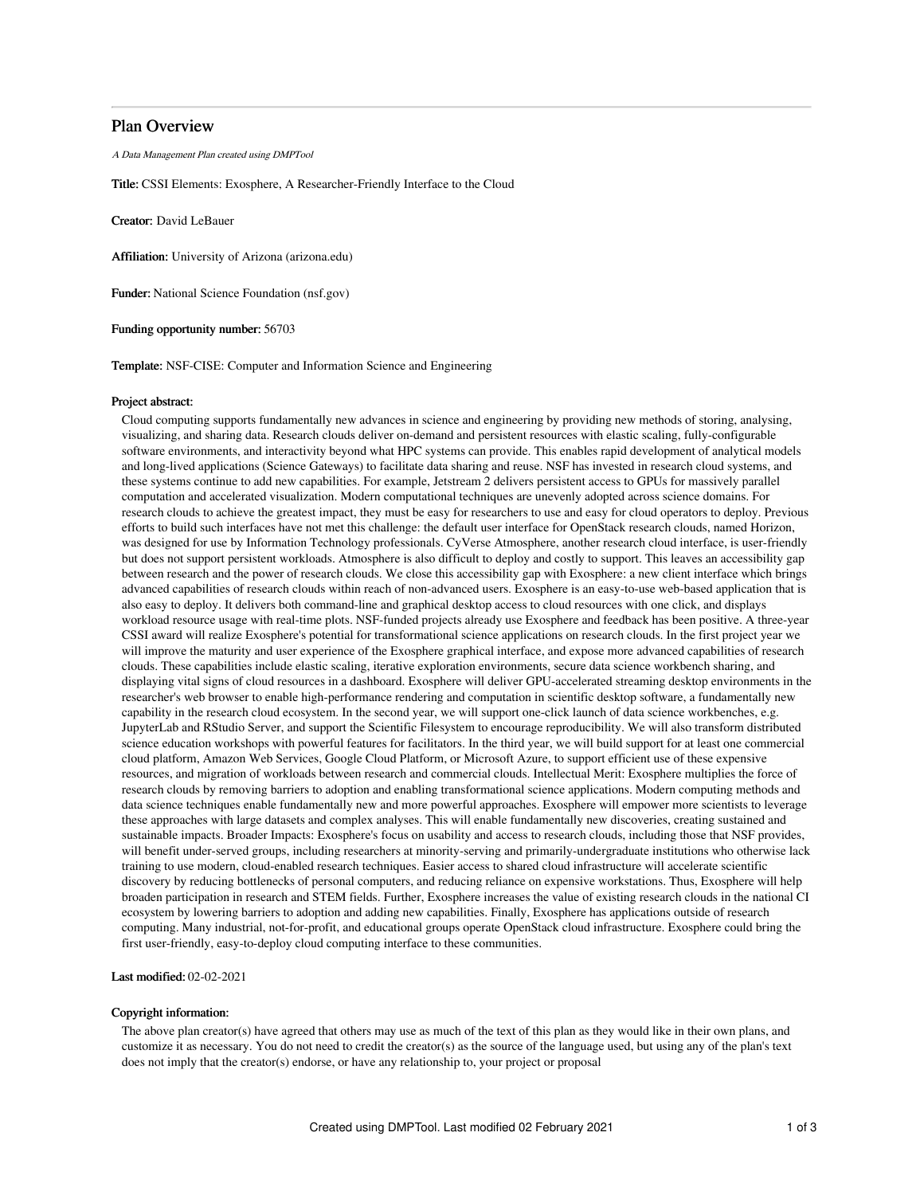## Plan Overview

*A Data Management Plan created using DMPTool*

**Title:** CSSI Elements: Exosphere, A Researcher-Friendly Interface to the Cloud

**Creator:** David LeBauer

**Affiliation:** University of Arizona (arizona.edu)

**Funder:** National Science Foundation (nsf.gov)

**Funding opportunity number:** 56703

**Template:** NSF-CISE: Computer and Information Science and Engineering

**Project abstract:**

Cloud computing supports fundamentally new advances in science and engineering by providing new methods of storing, analysing, visualizing, and sharing data. Research clouds deliver on-demand and persistent resources with elastic scaling, fully-configurable software environments, and interactivity beyond what HPC systems can provide. This enables rapid development of analytical models and long-lived applications (Science Gateways) to facilitate data sharing and reuse. NSF has invested in research cloud systems, and these systems continue to add new capabilities. For example, Jetstream 2 delivers persistent access to GPUs for massively parallel computation and accelerated visualization. Modern computational techniques are unevenly adopted across science domains. For research clouds to achieve the greatest impact, they must be easy for researchers to use and easy for cloud operators to deploy. Previous efforts to build such interfaces have not met this challenge: the default user interface for OpenStack research clouds, named Horizon, was designed for use by Information Technology professionals. CyVerse Atmosphere, another research cloud interface, is user-friendly but does not support persistent workloads. Atmosphere is also difficult to deploy and costly to support. This leaves an accessibility gap between research and the power of research clouds. We close this accessibility gap with Exosphere: a new client interface which brings advanced capabilities of research clouds within reach of non-advanced users. Exosphere is an easy-to-use web-based application that is also easy to deploy. It delivers both command-line and graphical desktop access to cloud resources with one click, and displays workload resource usage with real-time plots. NSF-funded projects already use Exosphere and feedback has been positive. A three-year CSSI award will realize Exosphere's potential for transformational science applications on research clouds. In the first project year we will improve the maturity and user experience of the Exosphere graphical interface, and expose more advanced capabilities of research clouds. These capabilities include elastic scaling, iterative exploration environments, secure data science workbench sharing, and displaying vital signs of cloud resources in a dashboard. Exosphere will deliver GPU-accelerated streaming desktop environments in the researcher's web browser to enable high-performance rendering and computation in scientific desktop software, a fundamentally new capability in the research cloud ecosystem. In the second year, we will support one-click launch of data science workbenches, e.g. JupyterLab and RStudio Server, and support the Scientific Filesystem to encourage reproducibility. We will also transform distributed science education workshops with powerful features for facilitators. In the third year, we will build support for at least one commercial cloud platform, Amazon Web Services, Google Cloud Platform, or Microsoft Azure, to support efficient use of these expensive resources, and migration of workloads between research and commercial clouds. Intellectual Merit: Exosphere multiplies the force of research clouds by removing barriers to adoption and enabling transformational science applications. Modern computing methods and data science techniques enable fundamentally new and more powerful approaches. Exosphere will empower more scientists to leverage these approaches with large datasets and complex analyses. This will enable fundamentally new discoveries, creating sustained and sustainable impacts. Broader Impacts: Exosphere's focus on usability and access to research clouds, including those that NSF provides, will benefit under-served groups, including researchers at minority-serving and primarily-undergraduate institutions who otherwise lack training to use modern, cloud-enabled research techniques. Easier access to shared cloud infrastructure will accelerate scientific discovery by reducing bottlenecks of personal computers, and reducing reliance on expensive workstations. Thus, Exosphere will help broaden participation in research and STEM fields. Further, Exosphere increases the value of existing research clouds in the national CI ecosystem by lowering barriers to adoption and adding new capabilities. Finally, Exosphere has applications outside of research computing. Many industrial, not-for-profit, and educational groups operate OpenStack cloud infrastructure. Exosphere could bring the first user-friendly, easy-to-deploy cloud computing interface to these communities.

**Last modified:** 02-02-2021

**Copyright information:**

The above plan creator(s) have agreed that others may use as much of the text of this plan as they would like in their own plans, and customize it as necessary. You do not need to credit the creator(s) as the source of the language used, but using any of the plan's text does not imply that the creator(s) endorse, or have any relationship to, your project or proposal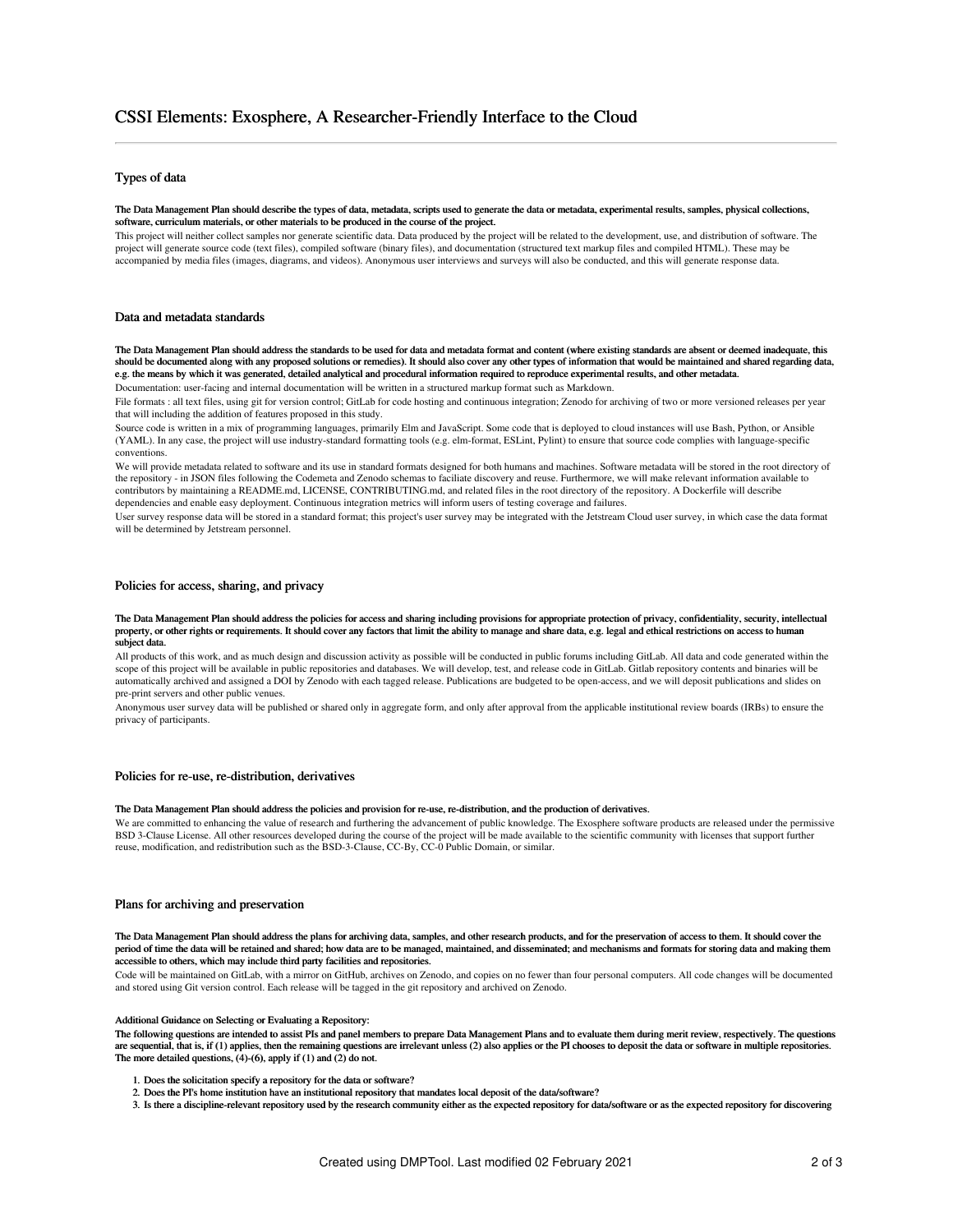# CSSI Elements: Exosphere, A Researcher-Friendly Interface to the Cloud

## Types of data

**The Data Management Plan should describe the types of data, metadata, scripts used to generate the data or metadata, experimental results, samples, physical collections, software, curriculum materials, or other materials to be produced in the course of the project.**

This project will neither collect samples nor generate scientific data. Data produced by the project will be related to the development, use, and distribution of software. The project will generate source code (text files), compiled software (binary files), and documentation (structured text markup files and compiled HTML). These may be accompanied by media files (images, diagrams, and videos). Anonymous user interviews and surveys will also be conducted, and this will generate response data.

## Data and metadata standards

**The Data Management Plan should address the standards to be used for data and metadata format and content (where existing standards are absent or deemed inadequate, this should be documented along with any proposed solutions or remedies). It should also cover any other types of information that would be maintained and shared regarding data, e.g. the means by which it was generated, detailed analytical and procedural information required to reproduce experimental results, and other metadata.**

Documentation: user-facing and internal documentation will be written in a structured markup format such as Markdown.

File formats : all text files, using git for version control; GitLab for code hosting and continuous integration; Zenodo for archiving of two or more versioned releases per year that will including the addition of features proposed in this study.

Source code is written in a mix of programming languages, primarily Elm and JavaScript. Some code that is deployed to cloud instances will use Bash, Python, or Ansible (YAML). In any case, the project will use industry-standard formatting tools (e.g. elm-format, ESLint, Pylint) to ensure that source code complies with language-specific conventions.

We will provide metadata related to software and its use in standard formats designed for both humans and machines. Software metadata will be stored in the root directory of the repository - in JSON files following the Codemeta and Zenodo schemas to faciliate discovery and reuse. Furthermore, we will make relevant information available to contributors by maintaining a README.md, LICENSE, CONTRIBUTING.md, and related files in the root directory of the repository. A Dockerfile will describe dependencies and enable easy deployment. Continuous integration metrics will inform users of testing coverage and failures.

User survey response data will be stored in a standard format; this project's user survey may be integrated with the Jetstream Cloud user survey, in which case the data format will be determined by Jetstream personnel.

## Policies for access, sharing, and privacy

**The Data Management Plan should address the policies for access and sharing including provisions for appropriate protection of privacy, confidentiality, security, intellectual property, or other rights or requirements. It should cover any factors that limit the ability to manage and share data, e.g. legal and ethical restrictions on access to human subject data.**

All products of this work, and as much design and discussion activity as possible will be conducted in public forums including GitLab. All data and code generated within the scope of this project will be available in public repositories and databases. We will develop, test, and release code in GitLab. Gitlab repository contents and binaries will be automatically archived and assigned a DOI by Zenodo with each tagged release. Publications are budgeted to be open-access, and we will deposit publications and slides on pre-print servers and other public venues.

Anonymous user survey data will be published or shared only in aggregate form, and only after approval from the applicable institutional review boards (IRBs) to ensure the privacy of participants.

## Policies for re-use, re-distribution, derivatives

**The Data Management Plan should address the policies and provision for re-use, re-distribution, and the production of derivatives.**

We are committed to enhancing the value of research and furthering the advancement of public knowledge. The Exosphere software products are released under the permissive BSD 3-Clause License. All other resources developed during the course of the project will be made available to the scientific community with licenses that support further reuse, modification, and redistribution such as the BSD-3-Clause, CC-By, CC-0 Public Domain, or similar.

## Plans for archiving and preservation

**The Data Management Plan should address the plans for archiving data, samples, and other research products, and for the preservation of access to them. It should cover the period of time the data will be retained and shared; how data are to be managed, maintained, and disseminated; and mechanisms and formats for storing data and making them accessible to others, which may include third party facilities and repositories.**

Code will be maintained on GitLab, with a mirror on GitHub, archives on Zenodo, and copies on no fewer than four personal computers. All code changes will be documented and stored using Git version control. Each release will be tagged in the git repository and archived on Zenodo.

**Additional Guidance on Selecting or Evaluating a Repository:**

**The following questions are intended to assist PIs and panel members to prepare Data Management Plans and to evaluate them during merit review, respectively. The questions are sequential, that is, if (1) applies, then the remaining questions are irrelevant unless (2) also applies or the PI chooses to deposit the data or software in multiple repositories. The more detailed questions, (4)-(6), apply if (1) and (2) do not.**

1. **Does the solicitation specify a repository for the data or software?**
2. **Does the PI's home institution have an institutional repository that mandates local deposit of the data/software?**
3. **Is there a discipline-relevant repository used by the research community either as the expected repository for data/software or as the expected repository for discovering**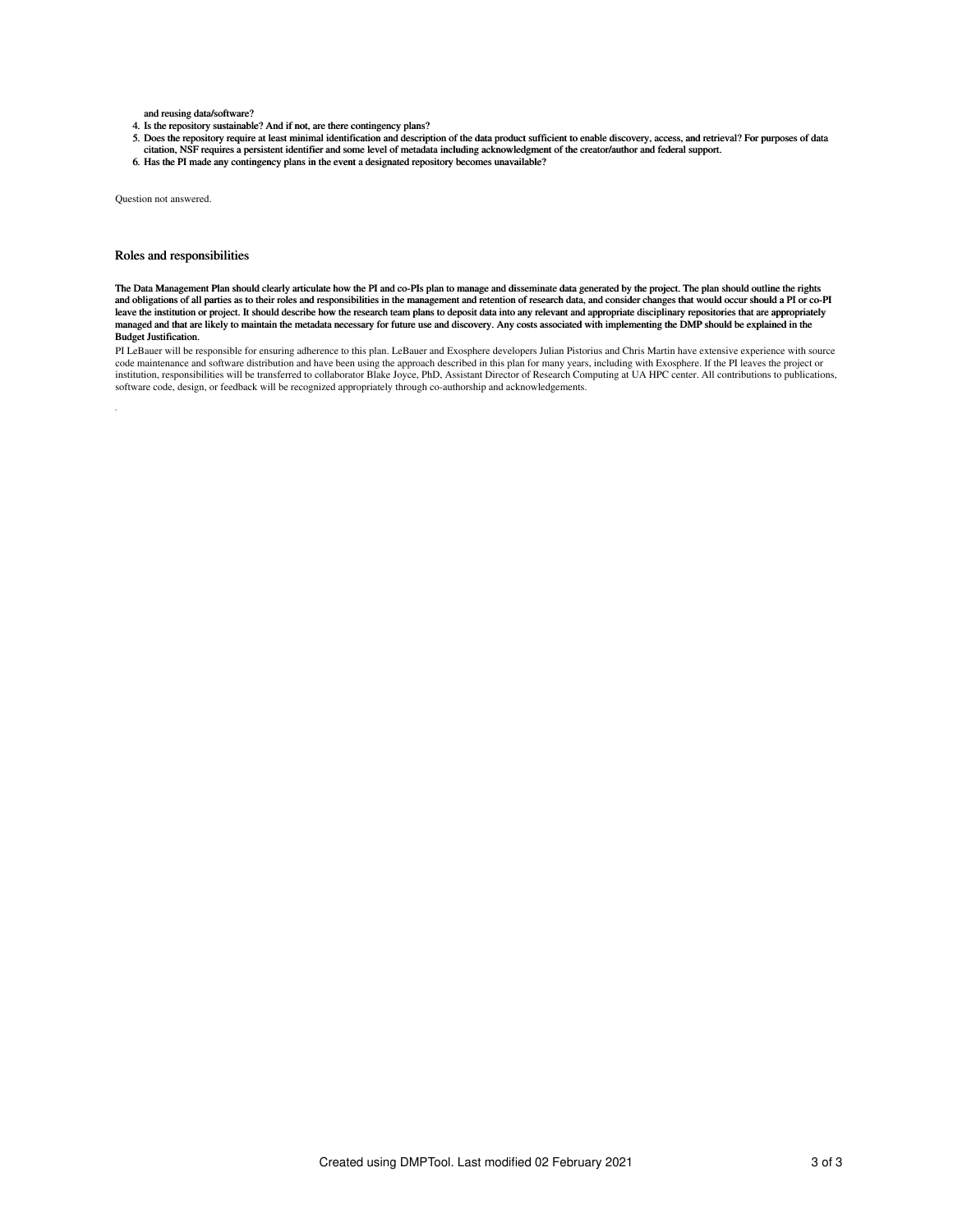and reusing data/software?

4. Is the repository sustainable? And if not, are there contingency plans?
5. Does the repository require at least minimal identification and description of the data product sufficient to enable discovery, access, and retrieval? For purposes of data citation, NSF requires a persistent identifier and some level of metadata including acknowledgment of the creator/author and federal support.
6. Has the PI made any contingency plans in the event a designated repository becomes unavailable?

Question not answered.

## Roles and responsibilities

**The Data Management Plan should clearly articulate how the PI and co-PIs plan to manage and disseminate data generated by the project. The plan should outline the rights and obligations of all parties as to their roles and responsibilities in the management and retention of research data, and consider changes that would occur should a PI or co-PI leave the institution or project. It should describe how the research team plans to deposit data into any relevant and appropriate disciplinary repositories that are appropriately managed and that are likely to maintain the metadata necessary for future use and discovery. Any costs associated with implementing the DMP should be explained in the Budget Justification.**

PI LeBauer will be responsible for ensuring adherence to this plan. LeBauer and Exosphere developers Julian Pistorius and Chris Martin have extensive experience with source code maintenance and software distribution and have been using the approach described in this plan for many years, including with Exosphere. If the PI leaves the project or institution, responsibilities will be transferred to collaborator Blake Joyce, PhD, Assistant Director of Research Computing at UA HPC center. All contributions to publications, software code, design, or feedback will be recognized appropriately through co-authorship and acknowledgements.

Created using DMPTool. Last modified 02 February 2021